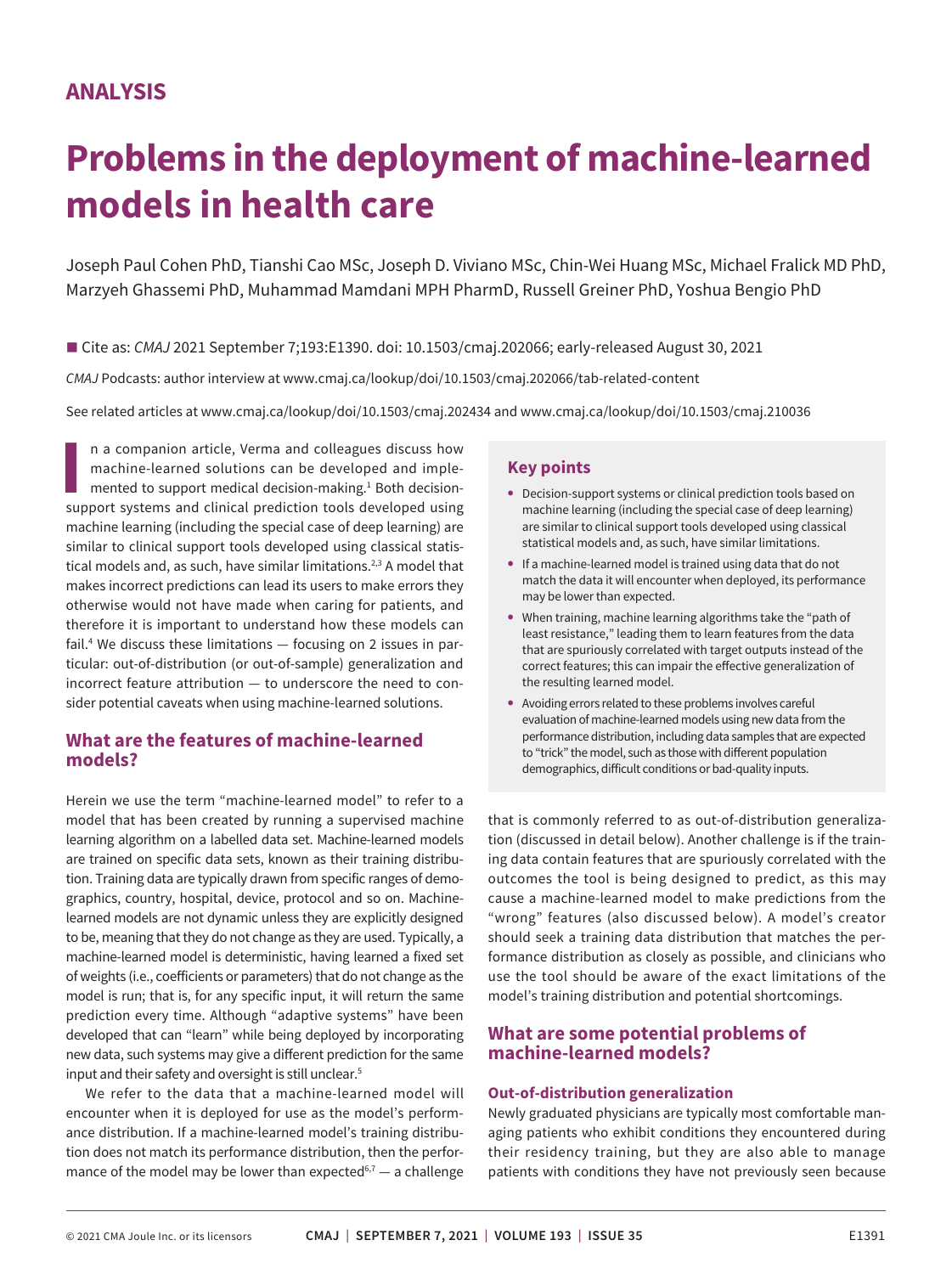## ANALYSIS

# Problems in the deployment of machine-learned models in health care

Joseph Paul Cohen PhD, Tianshi Cao MSc, Joseph D. Viviano MSc, Chin-Wei Huang MSc, Michael Fralick MD PhD, Marzyeh Ghassemi PhD, Muhammad Mamdani MPH PharmD, Russell Greiner PhD, Yoshua Bengio PhD

■ Cite as: *CMAJ* 2021 September 7;193:E1390. doi: 10.1503/cmaj.202066; early-released August 30, 2021

*CMAJ* Podcasts: author interview at www.cmaj.ca/lookup/doi/10.1503/cmaj.202066/tab-related-content

See related articles at www.cmaj.ca/lookup/doi/10.1503/cmaj.202434 and www.cmaj.ca/lookup/doi/10.1503/cmaj.210036

In a companion article, Verma and colleagues discuss how machine-learned solutions can be developed and implemented to support medical decision-making.[1] Both decision-support systems and clinical prediction tools developed using machine learning (including the special case of deep learning) are similar to clinical support tools developed using classical statistical models and, as such, have similar limitations.[2,3] A model that makes incorrect predictions can lead its users to make errors they otherwise would not have made when caring for patients, and therefore it is important to understand how these models can fail.[4] We discuss these limitations — focusing on 2 issues in particular: out-of-distribution (or out-of-sample) generalization and incorrect feature attribution — to underscore the need to consider potential caveats when using machine-learned solutions.

### Key points

- Decision-support systems or clinical prediction tools based on machine learning (including the special case of deep learning) are similar to clinical support tools developed using classical statistical models and, as such, have similar limitations.
- If a machine-learned model is trained using data that do not match the data it will encounter when deployed, its performance may be lower than expected.
- When training, machine learning algorithms take the "path of least resistance," leading them to learn features from the data that are spuriously correlated with target outputs instead of the correct features; this can impair the effective generalization of the resulting learned model.
- Avoiding errors related to these problems involves careful evaluation of machine-learned models using new data from the performance distribution, including data samples that are expected to "trick" the model, such as those with different population demographics, difficult conditions or bad-quality inputs.

## What are the features of machine-learned models?

Herein we use the term "machine-learned model" to refer to a model that has been created by running a supervised machine learning algorithm on a labelled data set. Machine-learned models are trained on specific data sets, known as their training distribution. Training data are typically drawn from specific ranges of demographics, country, hospital, device, protocol and so on. Machine-learned models are not dynamic unless they are explicitly designed to be, meaning that they do not change as they are used. Typically, a machine-learned model is deterministic, having learned a fixed set of weights (i.e., coefficients or parameters) that do not change as the model is run; that is, for any specific input, it will return the same prediction every time. Although "adaptive systems" have been developed that can "learn" while being deployed by incorporating new data, such systems may give a different prediction for the same input and their safety and oversight is still unclear.[5]

We refer to the data that a machine-learned model will encounter when it is deployed for use as the model's performance distribution. If a machine-learned model's training distribution does not match its performance distribution, then the performance of the model may be lower than expected[6,7] — a challenge that is commonly referred to as out-of-distribution generalization (discussed in detail below). Another challenge is if the training data contain features that are spuriously correlated with the outcomes the tool is being designed to predict, as this may cause a machine-learned model to make predictions from the "wrong" features (also discussed below). A model's creator should seek a training data distribution that matches the performance distribution as closely as possible, and clinicians who use the tool should be aware of the exact limitations of the model's training distribution and potential shortcomings.

## What are some potential problems of machine-learned models?

### Out-of-distribution generalization

Newly graduated physicians are typically most comfortable managing patients who exhibit conditions they encountered during their residency training, but they are also able to manage patients with conditions they have not previously seen because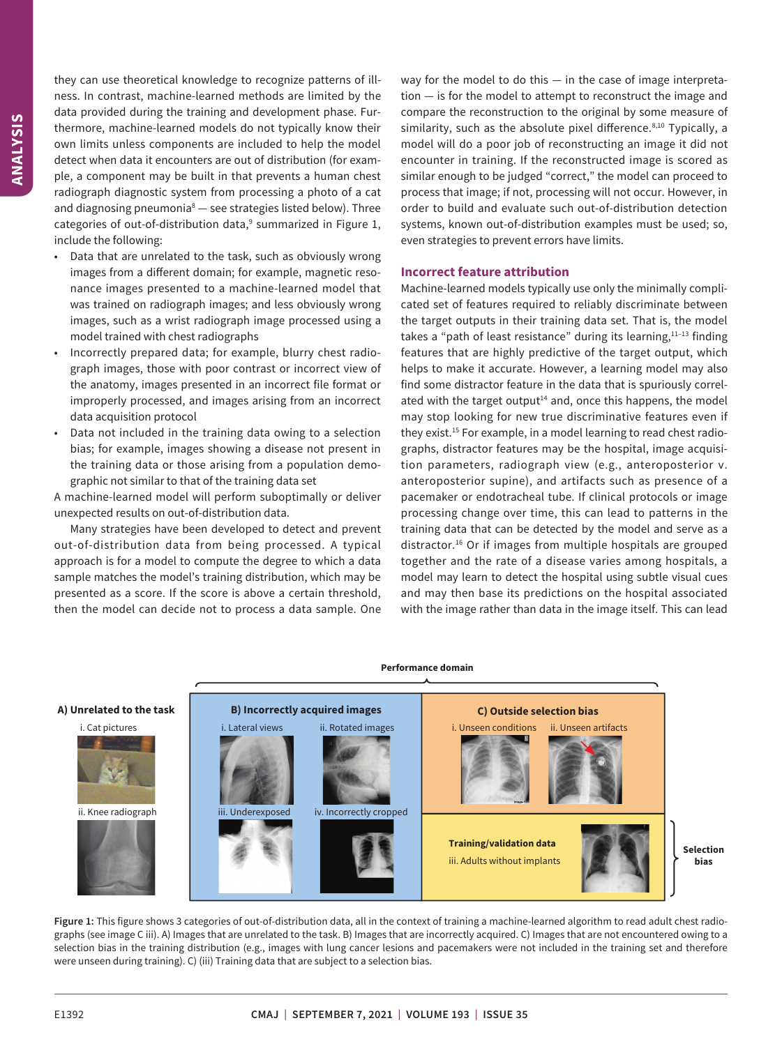they can use theoretical knowledge to recognize patterns of illness. In contrast, machine-learned methods are limited by the data provided during the training and development phase. Furthermore, machine-learned models do not typically know their own limits unless components are included to help the model detect when data it encounters are out of distribution (for example, a component may be built in that prevents a human chest radiograph diagnostic system from processing a photo of a cat and diagnosing pneumonia[8] — see strategies listed below). Three categories of out-of-distribution data,[9] summarized in Figure 1, include the following:

- Data that are unrelated to the task, such as obviously wrong images from a different domain; for example, magnetic resonance images presented to a machine-learned model that was trained on radiograph images; and less obviously wrong images, such as a wrist radiograph image processed using a model trained with chest radiographs
- Incorrectly prepared data; for example, blurry chest radiograph images, those with poor contrast or incorrect view of the anatomy, images presented in an incorrect file format or improperly processed, and images arising from an incorrect data acquisition protocol
- Data not included in the training data owing to a selection bias; for example, images showing a disease not present in the training data or those arising from a population demographic not similar to that of the training data set

A machine-learned model will perform suboptimally or deliver unexpected results on out-of-distribution data.

Many strategies have been developed to detect and prevent out-of-distribution data from being processed. A typical approach is for a model to compute the degree to which a data sample matches the model's training distribution, which may be presented as a score. If the score is above a certain threshold, then the model can decide not to process a data sample. One way for the model to do this — in the case of image interpretation — is for the model to attempt to reconstruct the image and compare the reconstruction to the original by some measure of similarity, such as the absolute pixel difference.[8,10] Typically, a model will do a poor job of reconstructing an image it did not encounter in training. If the reconstructed image is scored as similar enough to be judged "correct," the model can proceed to process that image; if not, processing will not occur. However, in order to build and evaluate such out-of-distribution detection systems, known out-of-distribution examples must be used; so, even strategies to prevent errors have limits.

## Incorrect feature attribution

Machine-learned models typically use only the minimally complicated set of features required to reliably discriminate between the target outputs in their training data set. That is, the model takes a "path of least resistance" during its learning,[11–13] finding features that are highly predictive of the target output, which helps to make it accurate. However, a learning model may also find some distractor feature in the data that is spuriously correlated with the target output[14] and, once this happens, the model may stop looking for new true discriminative features even if they exist.[15] For example, in a model learning to read chest radiographs, distractor features may be the hospital, image acquisition parameters, radiograph view (e.g., anteroposterior v. anteroposterior supine), and artifacts such as presence of a pacemaker or endotracheal tube. If clinical protocols or image processing change over time, this can lead to patterns in the training data that can be detected by the model and serve as a distractor.[16] Or if images from multiple hospitals are grouped together and the rate of a disease varies among hospitals, a model may learn to detect the hospital using subtle visual cues and may then base its predictions on the hospital associated with the image rather than data in the image itself. This can lead

**Figure 1:** This figure shows 3 categories of out-of-distribution data, all in the context of training a machine-learned algorithm to read adult chest radiographs (see image C iii). A) Images that are unrelated to the task. B) Images that are incorrectly acquired. C) Images that are not encountered owing to a selection bias in the training distribution (e.g., images with lung cancer lesions and pacemakers were not included in the training set and therefore were unseen during training). C) (iii) Training data that are subject to a selection bias.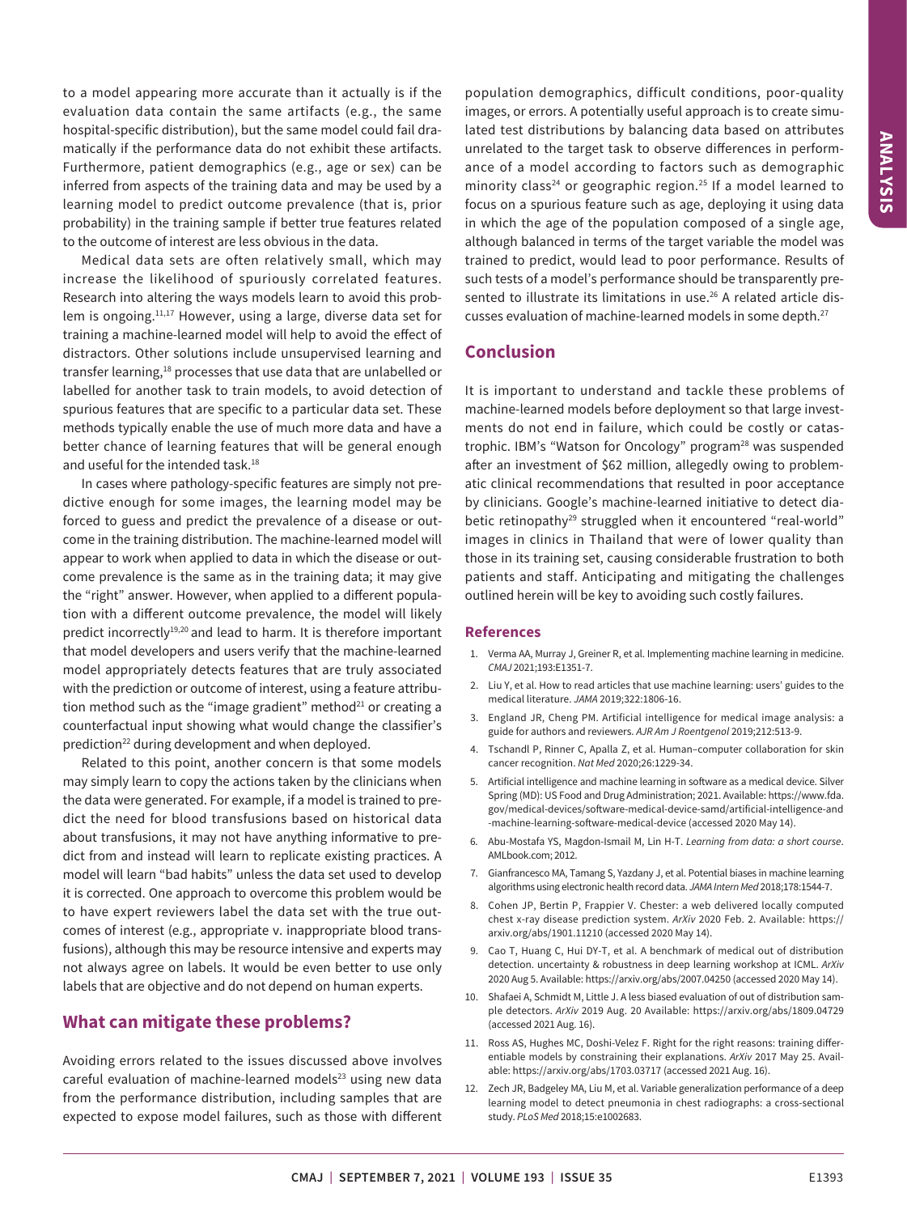to a model appearing more accurate than it actually is if the evaluation data contain the same artifacts (e.g., the same hospital-specific distribution), but the same model could fail dramatically if the performance data do not exhibit these artifacts. Furthermore, patient demographics (e.g., age or sex) can be inferred from aspects of the training data and may be used by a learning model to predict outcome prevalence (that is, prior probability) in the training sample if better true features related to the outcome of interest are less obvious in the data.

Medical data sets are often relatively small, which may increase the likelihood of spuriously correlated features. Research into altering the ways models learn to avoid this problem is ongoing.[11,17] However, using a large, diverse data set for training a machine-learned model will help to avoid the effect of distractors. Other solutions include unsupervised learning and transfer learning,[18] processes that use data that are unlabelled or labelled for another task to train models, to avoid detection of spurious features that are specific to a particular data set. These methods typically enable the use of much more data and have a better chance of learning features that will be general enough and useful for the intended task.[18]

In cases where pathology-specific features are simply not predictive enough for some images, the learning model may be forced to guess and predict the prevalence of a disease or outcome in the training distribution. The machine-learned model will appear to work when applied to data in which the disease or outcome prevalence is the same as in the training data; it may give the "right" answer. However, when applied to a different population with a different outcome prevalence, the model will likely predict incorrectly[19,20] and lead to harm. It is therefore important that model developers and users verify that the machine-learned model appropriately detects features that are truly associated with the prediction or outcome of interest, using a feature attribution method such as the "image gradient" method[21] or creating a counterfactual input showing what would change the classifier's prediction[22] during development and when deployed.

Related to this point, another concern is that some models may simply learn to copy the actions taken by the clinicians when the data were generated. For example, if a model is trained to predict the need for blood transfusions based on historical data about transfusions, it may not have anything informative to predict from and instead will learn to replicate existing practices. A model will learn "bad habits" unless the data set used to develop it is corrected. One approach to overcome this problem would be to have expert reviewers label the data set with the true outcomes of interest (e.g., appropriate v. inappropriate blood transfusions), although this may be resource intensive and experts may not always agree on labels. It would be even better to use only labels that are objective and do not depend on human experts.

## What can mitigate these problems?

Avoiding errors related to the issues discussed above involves careful evaluation of machine-learned models[23] using new data from the performance distribution, including samples that are expected to expose model failures, such as those with different population demographics, difficult conditions, poor-quality images, or errors. A potentially useful approach is to create simulated test distributions by balancing data based on attributes unrelated to the target task to observe differences in performance of a model according to factors such as demographic minority class[24] or geographic region.[25] If a model learned to focus on a spurious feature such as age, deploying it using data in which the age of the population composed of a single age, although balanced in terms of the target variable the model was trained to predict, would lead to poor performance. Results of such tests of a model's performance should be transparently presented to illustrate its limitations in use.[26] A related article discusses evaluation of machine-learned models in some depth.[27]

## Conclusion

It is important to understand and tackle these problems of machine-learned models before deployment so that large investments do not end in failure, which could be costly or catastrophic. IBM's "Watson for Oncology" program[28] was suspended after an investment of $62 million, allegedly owing to problematic clinical recommendations that resulted in poor acceptance by clinicians. Google's machine-learned initiative to detect diabetic retinopathy[29] struggled when it encountered "real-world" images in clinics in Thailand that were of lower quality than those in its training set, causing considerable frustration to both patients and staff. Anticipating and mitigating the challenges outlined herein will be key to avoiding such costly failures.

### References

1. Verma AA, Murray J, Greiner R, et al. Implementing machine learning in medicine. *CMAJ* 2021;193:E1351-7.
2. Liu Y, et al. How to read articles that use machine learning: users' guides to the medical literature. *JAMA* 2019;322:1806-16.
3. England JR, Cheng PM. Artificial intelligence for medical image analysis: a guide for authors and reviewers. *AJR Am J Roentgenol* 2019;212:513-9.
4. Tschandl P, Rinner C, Apalla Z, et al. Human–computer collaboration for skin cancer recognition. *Nat Med* 2020;26:1229-34.
5. Artificial intelligence and machine learning in software as a medical device. Silver Spring (MD): US Food and Drug Administration; 2021. Available: https://www.fda.gov/medical-devices/software-medical-device-samd/artificial-intelligence-and-machine-learning-software-medical-device (accessed 2020 May 14).
6. Abu-Mostafa YS, Magdon-Ismail M, Lin H-T. *Learning from data: a short course*. AMLbook.com; 2012.
7. Gianfrancesco MA, Tamang S, Yazdany J, et al. Potential biases in machine learning algorithms using electronic health record data. *JAMA Intern Med* 2018;178:1544-7.
8. Cohen JP, Bertin P, Frappier V. Chester: a web delivered locally computed chest x-ray disease prediction system. *ArXiv* 2020 Feb. 2. Available: https://arxiv.org/abs/1901.11210 (accessed 2020 May 14).
9. Cao T, Huang C, Hui DY-T, et al. A benchmark of medical out of distribution detection. uncertainty & robustness in deep learning workshop at ICML. *ArXiv* 2020 Aug 5. Available: https://arxiv.org/abs/2007.04250 (accessed 2020 May 14).
10. Shafaei A, Schmidt M, Little J. A less biased evaluation of out of distribution sample detectors. *ArXiv* 2019 Aug. 20 Available: https://arxiv.org/abs/1809.04729 (accessed 2021 Aug. 16).
11. Ross AS, Hughes MC, Doshi-Velez F. Right for the right reasons: training differentiable models by constraining their explanations. *ArXiv* 2017 May 25. Available: https://arxiv.org/abs/1703.03717 (accessed 2021 Aug. 16).
12. Zech JR, Badgeley MA, Liu M, et al. Variable generalization performance of a deep learning model to detect pneumonia in chest radiographs: a cross-sectional study. *PLoS Med* 2018;15:e1002683.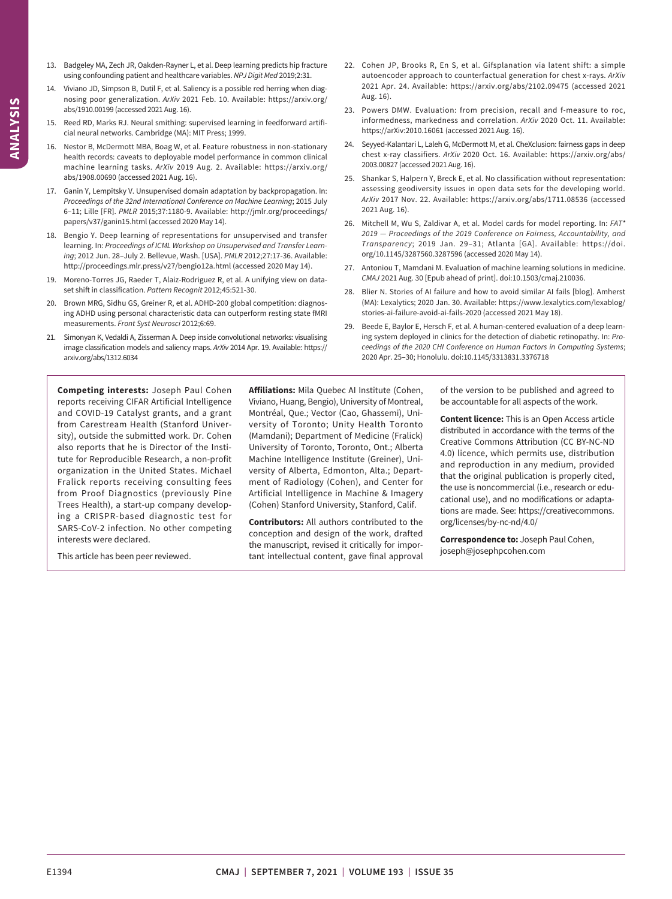13. Badgeley MA, Zech JR, Oakden-Rayner L, et al. Deep learning predicts hip fracture using confounding patient and healthcare variables. *NPJ Digit Med* 2019;2:31.
14. Viviano JD, Simpson B, Dutil F, et al. Saliency is a possible red herring when diagnosing poor generalization. *ArXiv* 2021 Feb. 10. Available: https://arxiv.org/abs/1910.00199 (accessed 2021 Aug. 16).
15. Reed RD, Marks RJ. Neural smithing: supervised learning in feedforward artificial neural networks. Cambridge (MA): MIT Press; 1999.
16. Nestor B, McDermott MBA, Boag W, et al. Feature robustness in non-stationary health records: caveats to deployable model performance in common clinical machine learning tasks. *ArXiv* 2019 Aug. 2. Available: https://arxiv.org/abs/1908.00690 (accessed 2021 Aug. 16).
17. Ganin Y, Lempitsky V. Unsupervised domain adaptation by backpropagation. In: *Proceedings of the 32nd International Conference on Machine Learning*; 2015 July 6–11; Lille [FR]. *PMLR* 2015;37:1180-9. Available: http://jmlr.org/proceedings/papers/v37/ganin15.html (accessed 2020 May 14).
18. Bengio Y. Deep learning of representations for unsupervised and transfer learning. In: *Proceedings of ICML Workshop on Unsupervised and Transfer Learning*; 2012 Jun. 28–July 2. Bellevue, Wash. [USA]. *PMLR* 2012;27:17-36. Available: http://proceedings.mlr.press/v27/bengio12a.html (accessed 2020 May 14).
19. Moreno-Torres JG, Raeder T, Alaiz-Rodriguez R, et al. A unifying view on dataset shift in classification. *Pattern Recognit* 2012;45:521-30.
20. Brown MRG, Sidhu GS, Greiner R, et al. ADHD-200 global competition: diagnosing ADHD using personal characteristic data can outperform resting state fMRI measurements. *Front Syst Neurosci* 2012;6:69.
21. Simonyan K, Vedaldi A, Zisserman A. Deep inside convolutional networks: visualising image classification models and saliency maps. *ArXiv* 2014 Apr. 19. Available: https://arxiv.org/abs/1312.6034
22. Cohen JP, Brooks R, En S, et al. Gifsplanation via latent shift: a simple autoencoder approach to counterfactual generation for chest x-rays. *ArXiv* 2021 Apr. 24. Available: https://arxiv.org/abs/2102.09475 (accessed 2021 Aug. 16).
23. Powers DMW. Evaluation: from precision, recall and f-measure to roc, informedness, markedness and correlation. *ArXiv* 2020 Oct. 11. Available: https://arXiv:2010.16061 (accessed 2021 Aug. 16).
24. Seyyed-Kalantari L, Laleh G, McDermott M, et al. CheXclusion: fairness gaps in deep chest x-ray classifiers. *ArXiv* 2020 Oct. 16. Available: https://arxiv.org/abs/2003.00827 (accessed 2021 Aug. 16).
25. Shankar S, Halpern Y, Breck E, et al. No classification without representation: assessing geodiversity issues in open data sets for the developing world. *ArXiv* 2017 Nov. 22. Available: https://arxiv.org/abs/1711.08536 (accessed 2021 Aug. 16).
26. Mitchell M, Wu S, Zaldivar A, et al. Model cards for model reporting. In: *FAT* 2019 — Proceedings of the 2019 Conference on Fairness, Accountability, and Transparency*; 2019 Jan. 29–31; Atlanta [GA]. Available: https://doi.org/10.1145/3287560.3287596 (accessed 2020 May 14).
27. Antoniou T, Mamdani M. Evaluation of machine learning solutions in medicine. *CMAJ* 2021 Aug. 30 [Epub ahead of print]. doi:10.1503/cmaj.210036.
28. Blier N. Stories of AI failure and how to avoid similar AI fails [blog]. Amherst (MA): Lexalytics; 2020 Jan. 30. Available: https://www.lexalytics.com/lexablog/stories-ai-failure-avoid-ai-fails-2020 (accessed 2021 May 18).
29. Beede E, Baylor E, Hersch F, et al. A human-centered evaluation of a deep learning system deployed in clinics for the detection of diabetic retinopathy. In: *Proceedings of the 2020 CHI Conference on Human Factors in Computing Systems*; 2020 Apr. 25–30; Honolulu. doi:10.1145/3313831.3376718

**Competing interests:** Joseph Paul Cohen reports receiving CIFAR Artificial Intelligence and COVID-19 Catalyst grants, and a grant from Carestream Health (Stanford University), outside the submitted work. Dr. Cohen also reports that he is Director of the Institute for Reproducible Research, a non-profit organization in the United States. Michael Fralick reports receiving consulting fees from Proof Diagnostics (previously Pine Trees Health), a start-up company developing a CRISPR-based diagnostic test for SARS-CoV-2 infection. No other competing interests were declared.

This article has been peer reviewed.

**Affiliations:** Mila Quebec AI Institute (Cohen, Viviano, Huang, Bengio), University of Montreal, Montréal, Que.; Vector (Cao, Ghassemi), University of Toronto; Unity Health Toronto (Mamdani); Department of Medicine (Fralick) University of Toronto, Toronto, Ont.; Alberta Machine Intelligence Institute (Greiner), University of Alberta, Edmonton, Alta.; Department of Radiology (Cohen), and Center for Artificial Intelligence in Machine & Imagery (Cohen) Stanford University, Stanford, Calif.

**Contributors:** All authors contributed to the conception and design of the work, drafted the manuscript, revised it critically for important intellectual content, gave final approval of the version to be published and agreed to be accountable for all aspects of the work.

**Content licence:** This is an Open Access article distributed in accordance with the terms of the Creative Commons Attribution (CC BY-NC-ND 4.0) licence, which permits use, distribution and reproduction in any medium, provided that the original publication is properly cited, the use is noncommercial (i.e., research or educational use), and no modifications or adaptations are made. See: https://creativecommons.org/licenses/by-nc-nd/4.0/

**Correspondence to:** Joseph Paul Cohen, joseph@josephpcohen.com